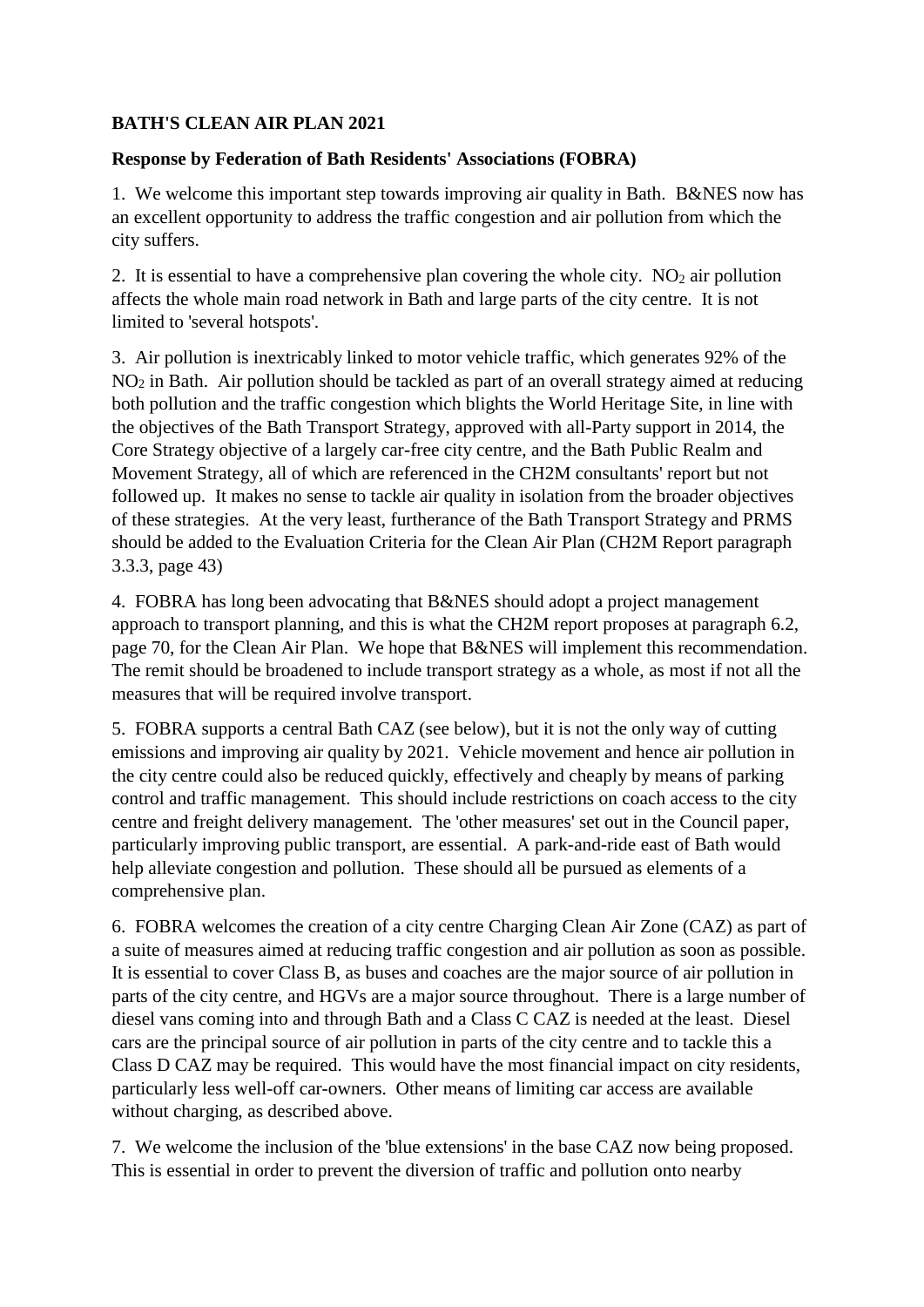**BATH'S CLEAN AIR PLAN 2021**

**Response by Federation of Bath Residents' Associations (FOBRA)**

1. We welcome this important step towards improving air quality in Bath. B&NES now has an excellent opportunity to address the traffic congestion and air pollution from which the city suffers.

2. It is essential to have a comprehensive plan covering the whole city. $NO_2$ air pollution affects the whole main road network in Bath and large parts of the city centre. It is not limited to 'several hotspots'.

3. Air pollution is inextricably linked to motor vehicle traffic, which generates 92% of the $NO_2$ in Bath. Air pollution should be tackled as part of an overall strategy aimed at reducing both pollution and the traffic congestion which blights the World Heritage Site, in line with the objectives of the Bath Transport Strategy, approved with all-Party support in 2014, the Core Strategy objective of a largely car-free city centre, and the Bath Public Realm and Movement Strategy, all of which are referenced in the CH2M consultants' report but not followed up. It makes no sense to tackle air quality in isolation from the broader objectives of these strategies. At the very least, furtherance of the Bath Transport Strategy and PRMS should be added to the Evaluation Criteria for the Clean Air Plan (CH2M Report paragraph 3.3.3, page 43)

4. FOBRA has long been advocating that B&NES should adopt a project management approach to transport planning, and this is what the CH2M report proposes at paragraph 6.2, page 70, for the Clean Air Plan. We hope that B&NES will implement this recommendation. The remit should be broadened to include transport strategy as a whole, as most if not all the measures that will be required involve transport.

5. FOBRA supports a central Bath CAZ (see below), but it is not the only way of cutting emissions and improving air quality by 2021. Vehicle movement and hence air pollution in the city centre could also be reduced quickly, effectively and cheaply by means of parking control and traffic management. This should include restrictions on coach access to the city centre and freight delivery management. The 'other measures' set out in the Council paper, particularly improving public transport, are essential. A park-and-ride east of Bath would help alleviate congestion and pollution. These should all be pursued as elements of a comprehensive plan.

6. FOBRA welcomes the creation of a city centre Charging Clean Air Zone (CAZ) as part of a suite of measures aimed at reducing traffic congestion and air pollution as soon as possible. It is essential to cover Class B, as buses and coaches are the major source of air pollution in parts of the city centre, and HGVs are a major source throughout. There is a large number of diesel vans coming into and through Bath and a Class C CAZ is needed at the least. Diesel cars are the principal source of air pollution in parts of the city centre and to tackle this a Class D CAZ may be required. This would have the most financial impact on city residents, particularly less well-off car-owners. Other means of limiting car access are available without charging, as described above.

7. We welcome the inclusion of the 'blue extensions' in the base CAZ now being proposed. This is essential in order to prevent the diversion of traffic and pollution onto nearby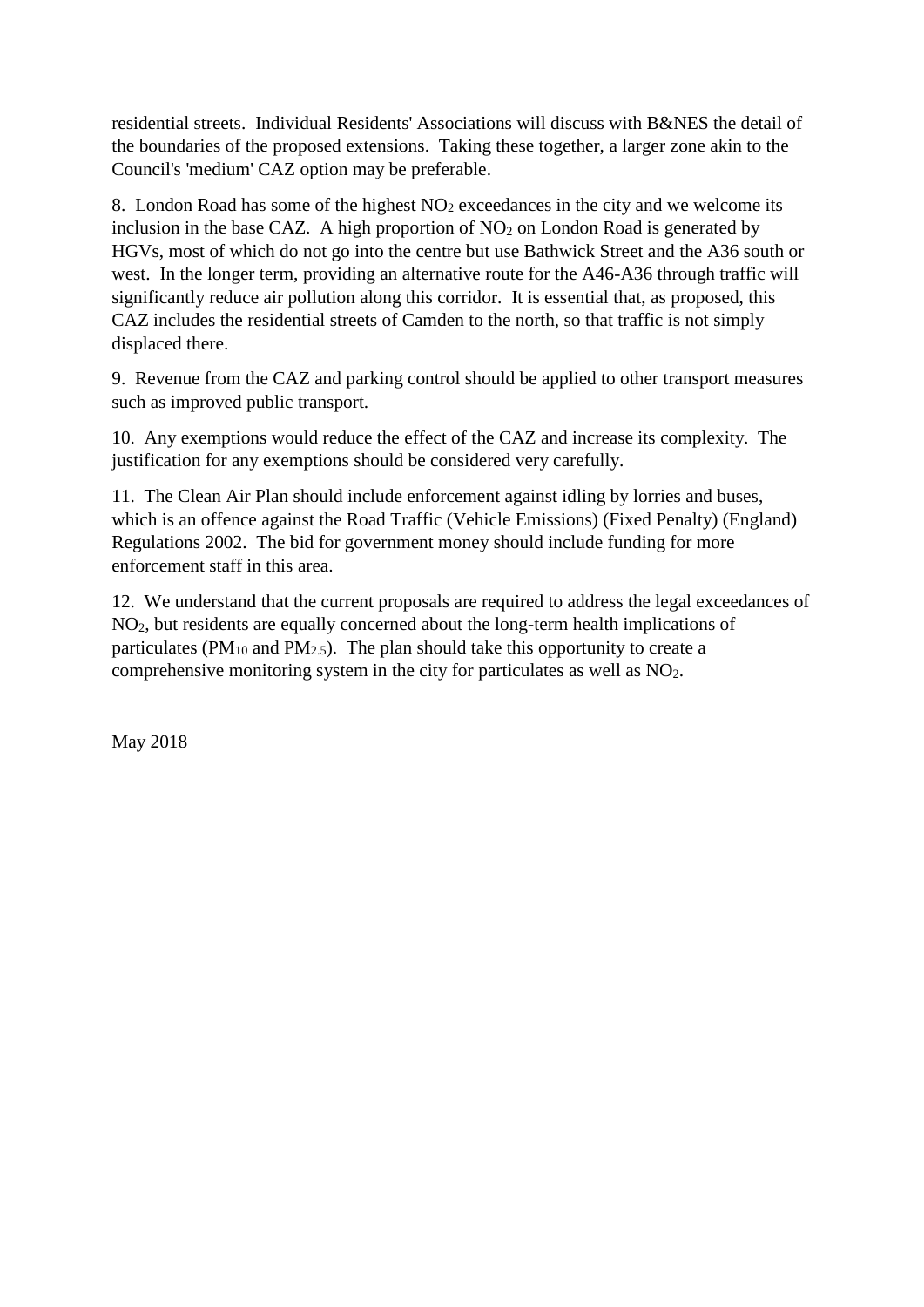residential streets.  Individual Residents' Associations will discuss with B&NES the detail of the boundaries of the proposed extensions.  Taking these together, a larger zone akin to the Council's 'medium' CAZ option may be preferable.

8.  London Road has some of the highest $NO_2$ exceedances in the city and we welcome its inclusion in the base CAZ.  A high proportion of $NO_2$ on London Road is generated by HGVs, most of which do not go into the centre but use Bathwick Street and the A36 south or west.  In the longer term, providing an alternative route for the A46-A36 through traffic will significantly reduce air pollution along this corridor.  It is essential that, as proposed, this CAZ includes the residential streets of Camden to the north, so that traffic is not simply displaced there.

9.  Revenue from the CAZ and parking control should be applied to other transport measures such as improved public transport.

10.  Any exemptions would reduce the effect of the CAZ and increase its complexity.  The justification for any exemptions should be considered very carefully.

11.  The Clean Air Plan should include enforcement against idling by lorries and buses, which is an offence against the Road Traffic (Vehicle Emissions) (Fixed Penalty) (England) Regulations 2002.  The bid for government money should include funding for more enforcement staff in this area.

12.  We understand that the current proposals are required to address the legal exceedances of $NO_2$, but residents are equally concerned about the long-term health implications of particulates ($PM_{10}$ and $PM_{2.5}$).  The plan should take this opportunity to create a comprehensive monitoring system in the city for particulates as well as $NO_2$.

May 2018